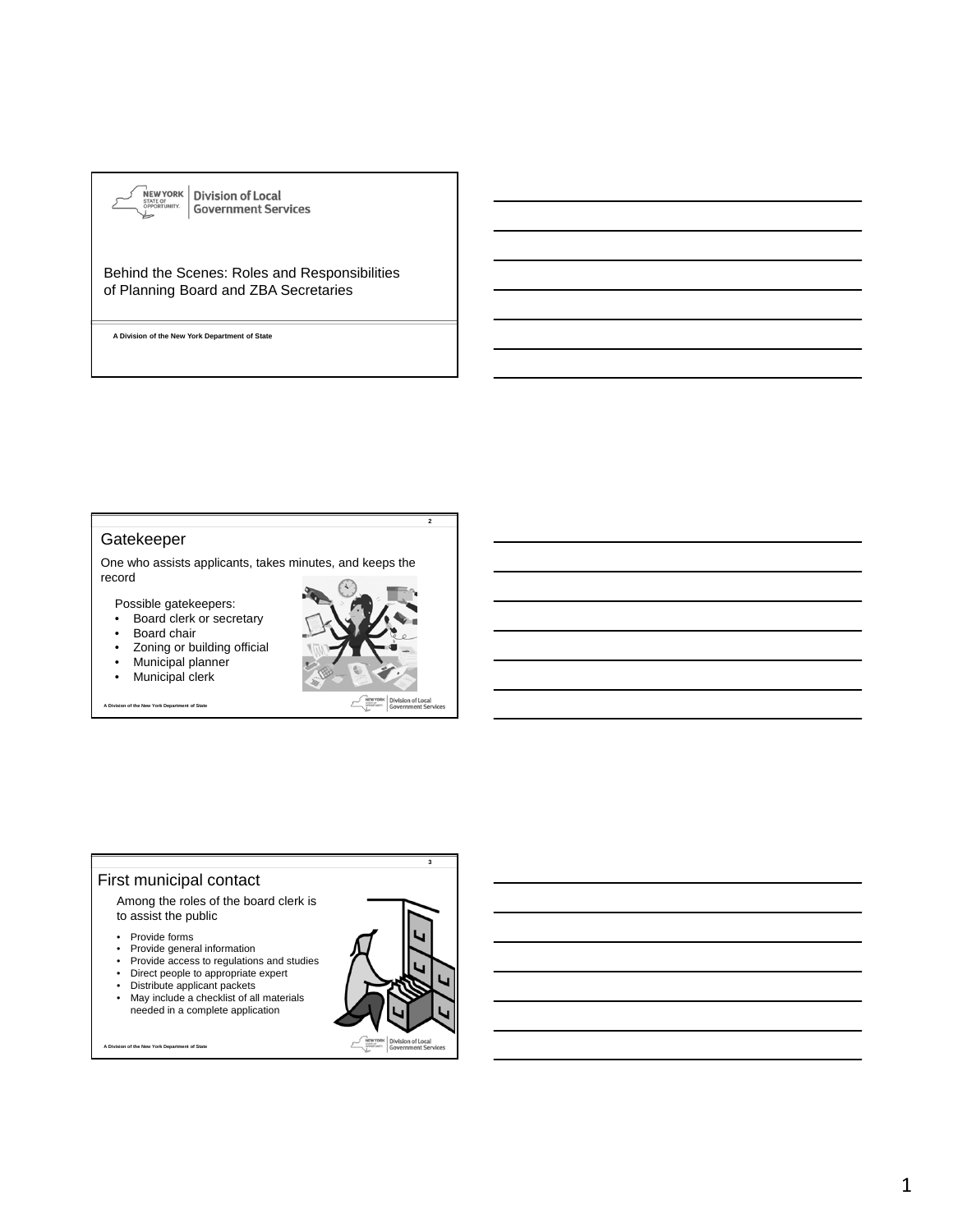Division of Local Government Services

Behind the Scenes: Roles and Responsibilities of Planning Board and ZBA Secretaries

A Division of the New York Department of State

## Gatekeeper

One who assists applicants, takes minutes, and keeps the record

Possible gatekeepers:

- Board clerk or secretary
- Board chair
- Zoning or building official
- Municipal planner
- Municipal clerk

## First municipal contact

Among the roles of the board clerk is to assist the public

- Provide forms
- Provide general information
- Provide access to regulations and studies
- Direct people to appropriate expert
- Distribute applicant packets
- May include a checklist of all materials needed in a complete application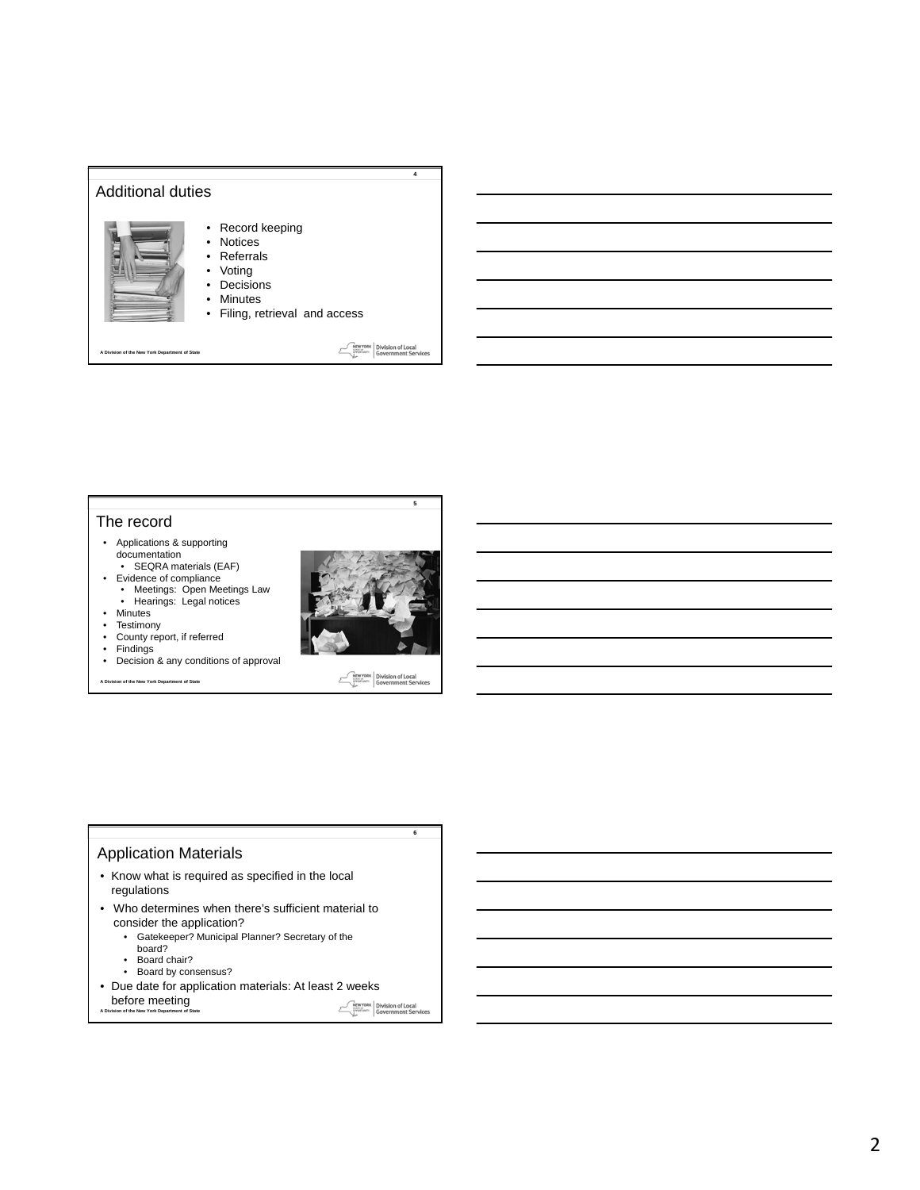## Additional duties

- Record keeping
- Notices
- Referrals
- Voting
- Decisions
- Minutes
- Filing, retrieval and access

A Division of the New York Department of State

## The record

- Applications & supporting documentation
  - SEQRA materials (EAF)
- Evidence of compliance
  - Meetings: Open Meetings Law
  - Hearings: Legal notices
- Minutes
- Testimony
- County report, if referred
- Findings
- Decision & any conditions of approval

A Division of the New York Department of State

## Application Materials

- Know what is required as specified in the local regulations
- Who determines when there's sufficient material to consider the application?
  - Gatekeeper? Municipal Planner? Secretary of the board?
  - Board chair?
  - Board by consensus?
- Due date for application materials: At least 2 weeks before meeting

A Division of the New York Department of State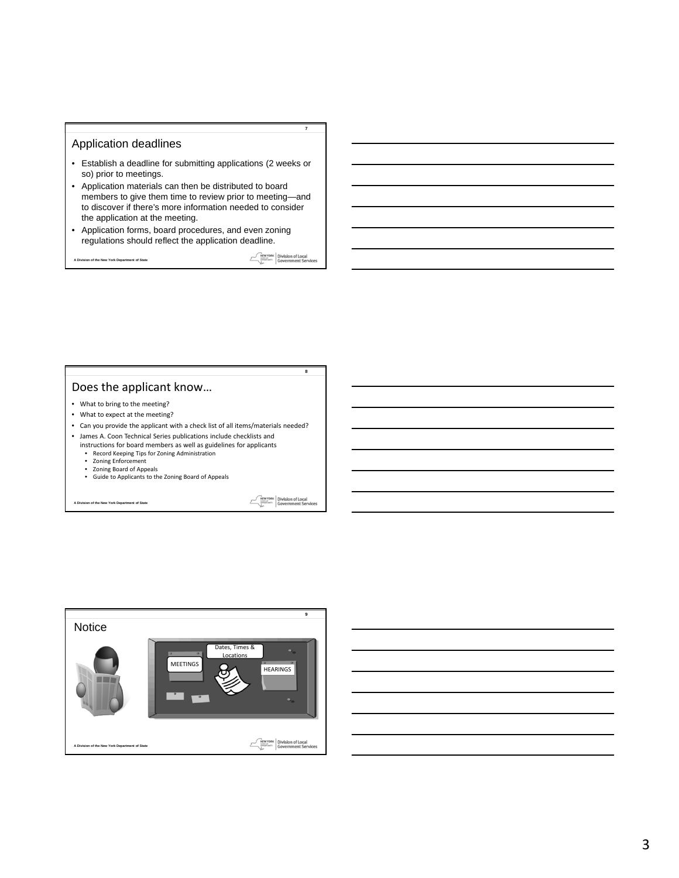## Application deadlines

- Establish a deadline for submitting applications (2 weeks or so) prior to meetings.
- Application materials can then be distributed to board members to give them time to review prior to meeting—and to discover if there's more information needed to consider the application at the meeting.
- Application forms, board procedures, and even zoning regulations should reflect the application deadline.

A Division of the New York Department of State

## Does the applicant know…

- What to bring to the meeting?
- What to expect at the meeting?
- Can you provide the applicant with a check list of all items/materials needed?
- James A. Coon Technical Series publications include checklists and instructions for board members as well as guidelines for applicants
  - Record Keeping Tips for Zoning Administration
  - Zoning Enforcement
  - Zoning Board of Appeals
  - Guide to Applicants to the Zoning Board of Appeals

A Division of the New York Department of State

## Notice

MEETINGS

Dates, Times & Locations

HEARINGS

A Division of the New York Department of State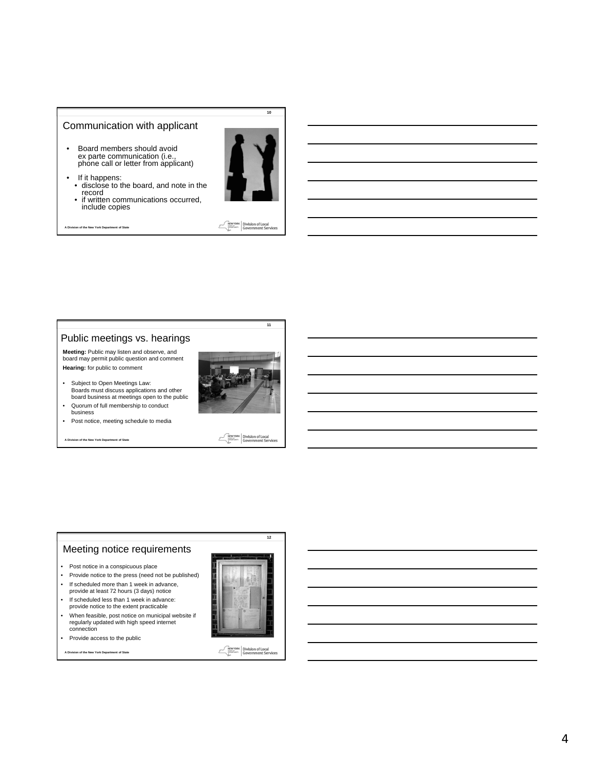## Communication with applicant

- Board members should avoid ex parte communication (i.e., phone call or letter from applicant)
- If it happens:
  - disclose to the board, and note in the record
  - if written communications occurred, include copies

A Division of the New York Department of State

## Public meetings vs. hearings

**Meeting:** Public may listen and observe, and board may permit public question and comment

**Hearing:** for public to comment

- Subject to Open Meetings Law: Boards must discuss applications and other board business at meetings open to the public
- Quorum of full membership to conduct business
- Post notice, meeting schedule to media

A Division of the New York Department of State

## Meeting notice requirements

- Post notice in a conspicuous place
- Provide notice to the press (need not be published)
- If scheduled more than 1 week in advance, provide at least 72 hours (3 days) notice
- If scheduled less than 1 week in advance: provide notice to the extent practicable
- When feasible, post notice on municipal website if regularly updated with high speed internet connection
- Provide access to the public

A Division of the New York Department of State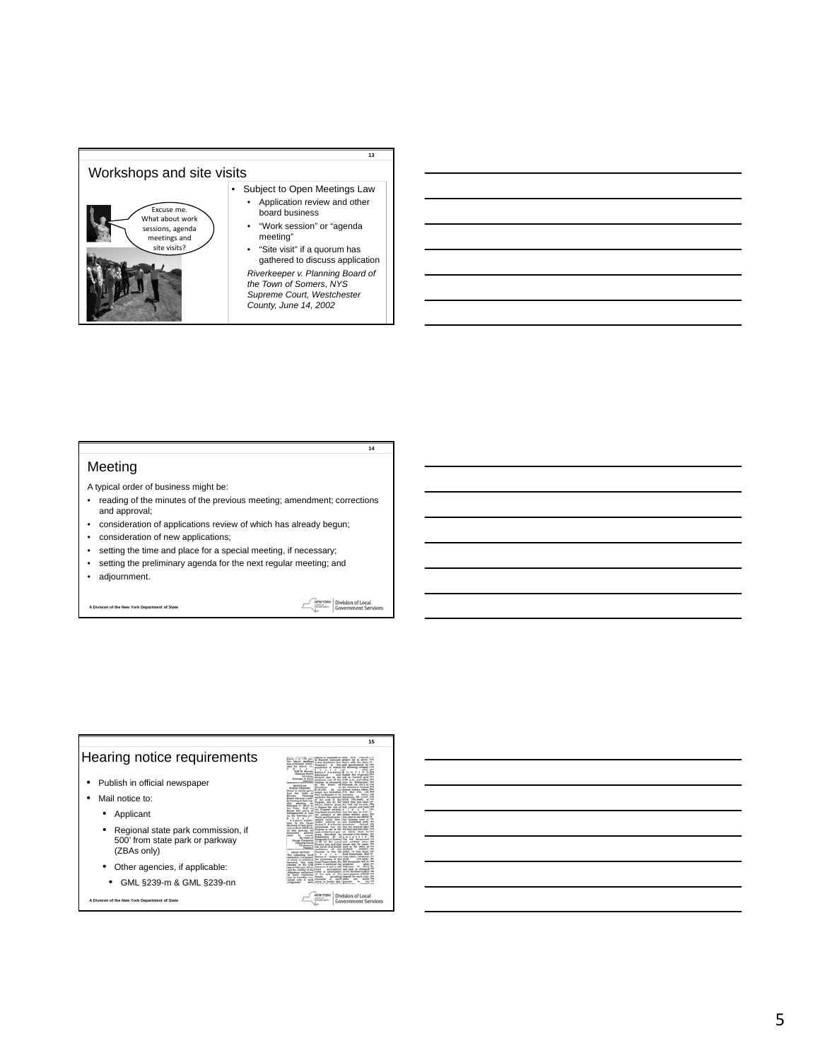## Workshops and site visits

Excuse me. What about work sessions, agenda meetings and site visits?

- Subject to Open Meetings Law
  - Application review and other board business
  - "Work session" or "agenda meeting"
  - "Site visit" if a quorum has gathered to discuss application

*Riverkeeper v. Planning Board of the Town of Somers, NYS Supreme Court, Westchester County, June 14, 2002*

## Meeting

A typical order of business might be:

- reading of the minutes of the previous meeting; amendment; corrections and approval;
- consideration of applications review of which has already begun;
- consideration of new applications;
- setting the time and place for a special meeting, if necessary;
- setting the preliminary agenda for the next regular meeting; and
- adjournment.

## Hearing notice requirements

- Publish in official newspaper
- Mail notice to:
  - Applicant
  - Regional state park commission, if 500' from state park or parkway (ZBAs only)
  - Other agencies, if applicable:
    - GML §239-m & GML §239-nn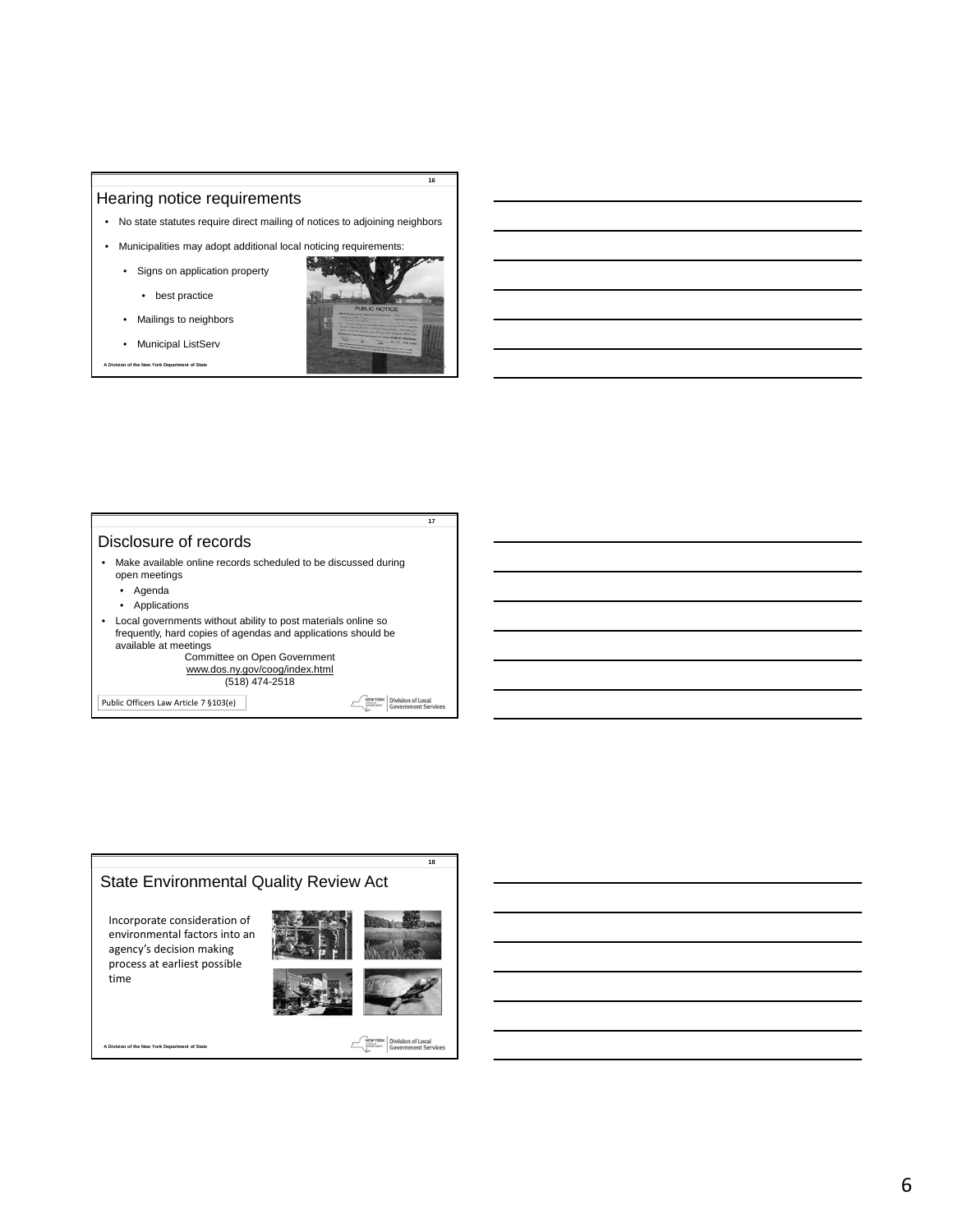## Hearing notice requirements

- No state statutes require direct mailing of notices to adjoining neighbors
- Municipalities may adopt additional local noticing requirements:
  - Signs on application property
    - best practice
  - Mailings to neighbors
  - Municipal ListServ

A Division of the New York Department of State

## Disclosure of records

- Make available online records scheduled to be discussed during open meetings
  - Agenda
  - Applications
- Local governments without ability to post materials online so frequently, hard copies of agendas and applications should be available at meetings

Committee on Open Government
www.dos.ny.gov/coog/index.html
(518) 474-2518

Public Officers Law Article 7 §103(e)

## State Environmental Quality Review Act

Incorporate consideration of environmental factors into an agency's decision making process at earliest possible time

A Division of the New York Department of State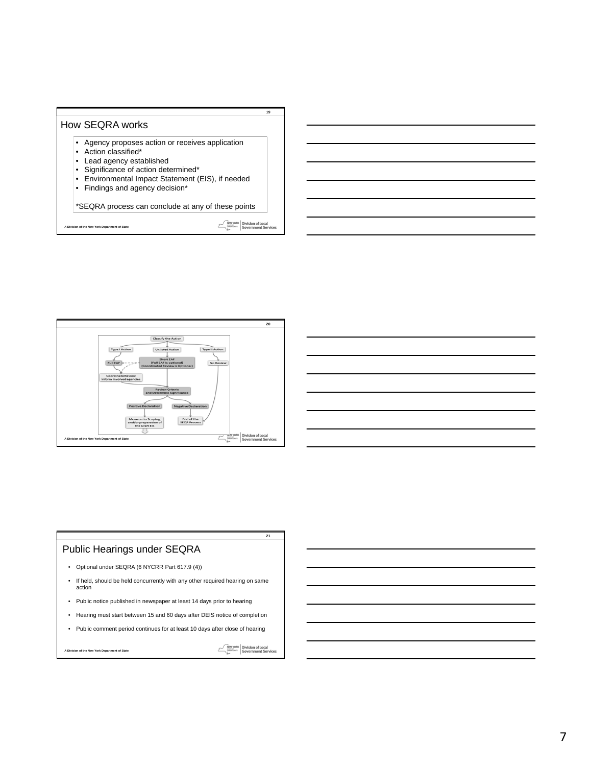## How SEQRA works

- Agency proposes action or receives application
- Action classified*
- Lead agency established
- Significance of action determined*
- Environmental Impact Statement (EIS), if needed
- Findings and agency decision*

*SEQRA process can conclude at any of these points

A Division of the New York Department of State

Classify the Action

Type I Action | Unlisted Action | Type II Action

Full EAF | Short EAF (Full EAF is optional) (Coordinated Review is Optional) | No Review

Coordinate Review Inform involved agencies

Review Criteria and Determine Significance

Positive Declaration | Negative Declaration

Move on to Scoping, and/or preparation of the Draft EIS | End of the SEQR Process

A Division of the New York Department of State

## Public Hearings under SEQRA

- Optional under SEQRA (6 NYCRR Part 617.9 (4))
- If held, should be held concurrently with any other required hearing on same action
- Public notice published in newspaper at least 14 days prior to hearing
- Hearing must start between 15 and 60 days after DEIS notice of completion
- Public comment period continues for at least 10 days after close of hearing

A Division of the New York Department of State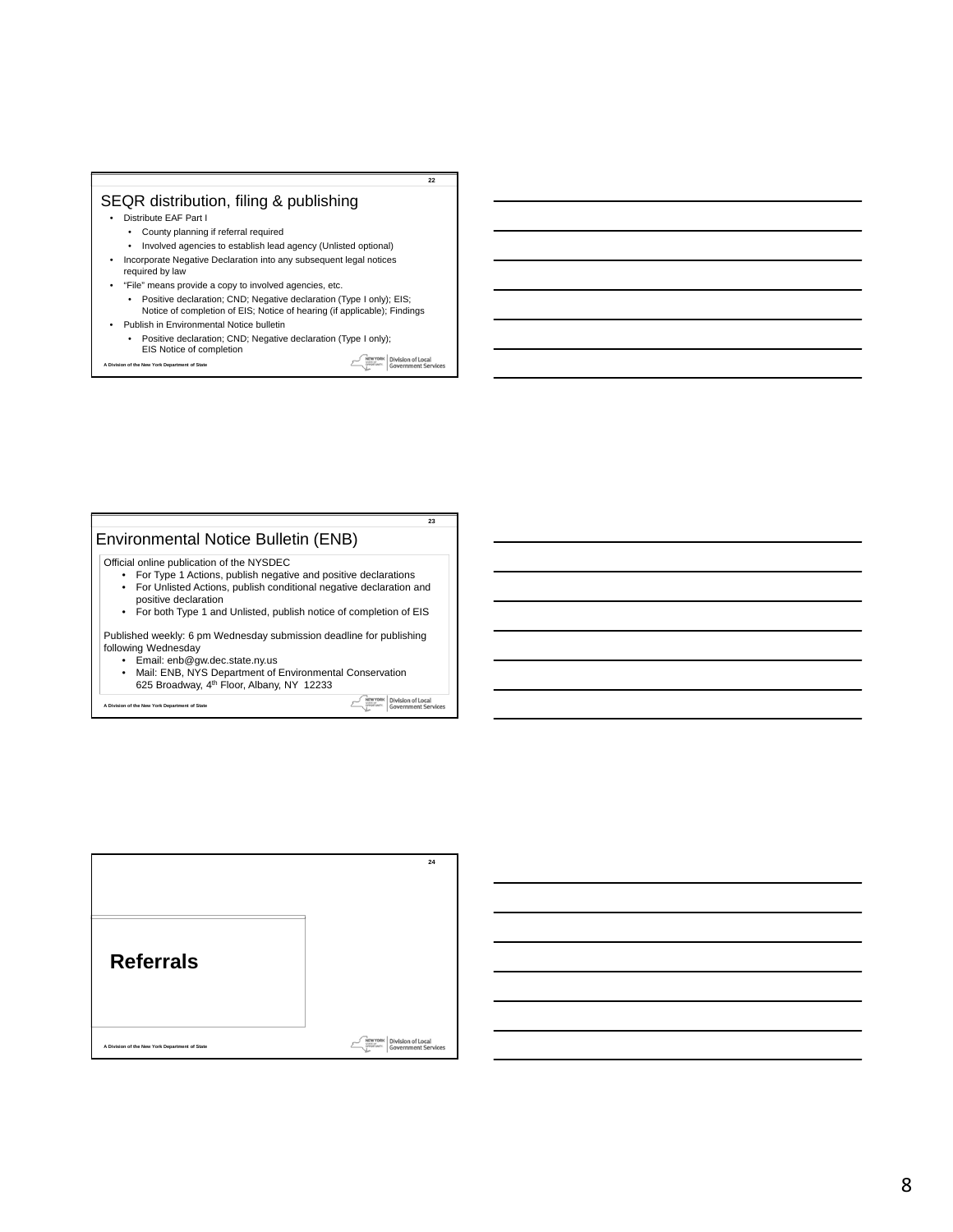## SEQR distribution, filing & publishing

- Distribute EAF Part I
  - County planning if referral required
  - Involved agencies to establish lead agency (Unlisted optional)
- Incorporate Negative Declaration into any subsequent legal notices required by law
- "File" means provide a copy to involved agencies, etc.
  - Positive declaration; CND; Negative declaration (Type I only); EIS; Notice of completion of EIS; Notice of hearing (if applicable); Findings
- Publish in Environmental Notice bulletin
  - Positive declaration; CND; Negative declaration (Type I only); EIS Notice of completion

A Division of the New York Department of State

## Environmental Notice Bulletin (ENB)

Official online publication of the NYSDEC

- For Type 1 Actions, publish negative and positive declarations
- For Unlisted Actions, publish conditional negative declaration and positive declaration
- For both Type 1 and Unlisted, publish notice of completion of EIS

Published weekly: 6 pm Wednesday submission deadline for publishing following Wednesday

- Email: enb@gw.dec.state.ny.us
- Mail: ENB, NYS Department of Environmental Conservation 625 Broadway, 4th Floor, Albany, NY 12233

A Division of the New York Department of State

## Referrals

A Division of the New York Department of State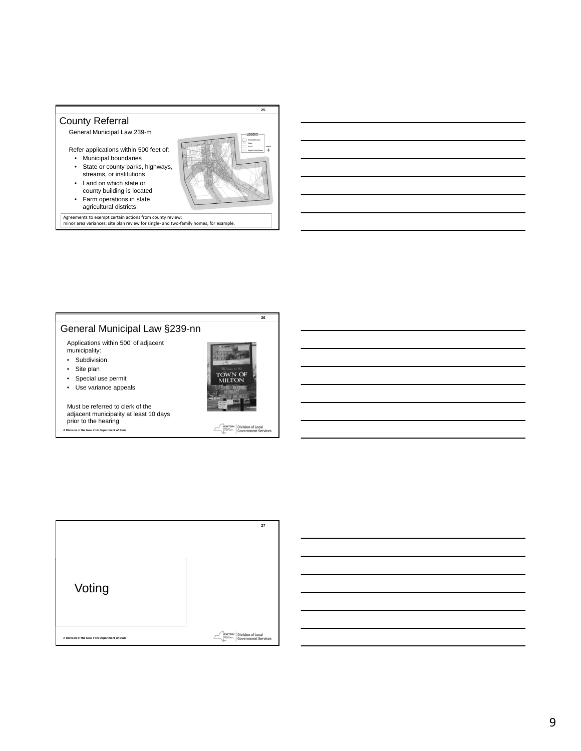## County Referral

General Municipal Law 239-m

Refer applications within 500 feet of:

- Municipal boundaries
- State or county parks, highways, streams, or institutions
- Land on which state or county building is located
- Farm operations in state agricultural districts

Agreements to exempt certain actions from county review: minor area variances; site plan review for single- and two-family homes, for example.

## General Municipal Law §239-nn

Applications within 500' of adjacent municipality:

- Subdivision
- Site plan
- Special use permit
- Use variance appeals

Must be referred to clerk of the adjacent municipality at least 10 days prior to the hearing

A Division of the New York Department of State

## Voting

A Division of the New York Department of State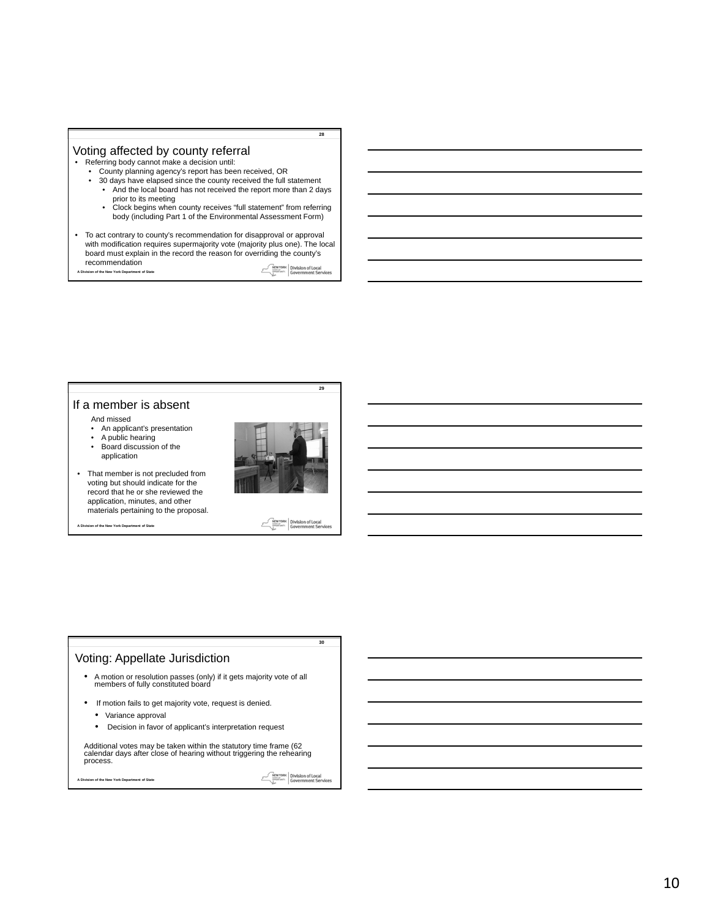## Voting affected by county referral

- Referring body cannot make a decision until:
  - County planning agency's report has been received, OR
  - 30 days have elapsed since the county received the full statement
    - And the local board has not received the report more than 2 days prior to its meeting
    - Clock begins when county receives "full statement" from referring body (including Part 1 of the Environmental Assessment Form)
- To act contrary to county's recommendation for disapproval or approval with modification requires supermajority vote (majority plus one). The local board must explain in the record the reason for overriding the county's recommendation

A Division of the New York Department of State

## If a member is absent

And missed

- An applicant's presentation
- A public hearing
- Board discussion of the application

- That member is not precluded from voting but should indicate for the record that he or she reviewed the application, minutes, and other materials pertaining to the proposal.

A Division of the New York Department of State

## Voting: Appellate Jurisdiction

- A motion or resolution passes (only) if it gets majority vote of all members of fully constituted board
- If motion fails to get majority vote, request is denied.
  - Variance approval
  - Decision in favor of applicant's interpretation request

Additional votes may be taken within the statutory time frame (62 calendar days after close of hearing without triggering the rehearing process.

A Division of the New York Department of State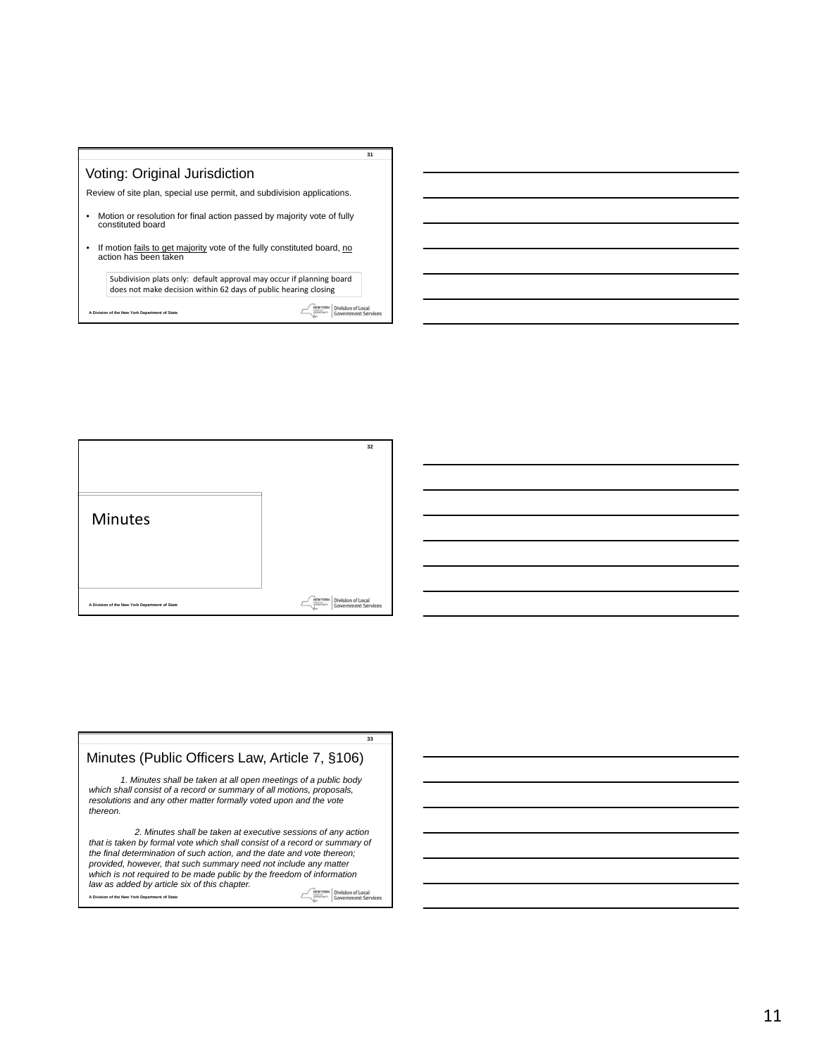## Voting: Original Jurisdiction

Review of site plan, special use permit, and subdivision applications.

- Motion or resolution for final action passed by majority vote of fully constituted board
- If motion fails to get majority vote of the fully constituted board, no action has been taken

Subdivision plats only: default approval may occur if planning board does not make decision within 62 days of public hearing closing

A Division of the New York Department of State

## Minutes

A Division of the New York Department of State

## Minutes (Public Officers Law, Article 7, §106)

*1. Minutes shall be taken at all open meetings of a public body which shall consist of a record or summary of all motions, proposals, resolutions and any other matter formally voted upon and the vote thereon.*

*2. Minutes shall be taken at executive sessions of any action that is taken by formal vote which shall consist of a record or summary of the final determination of such action, and the date and vote thereon; provided, however, that such summary need not include any matter which is not required to be made public by the freedom of information law as added by article six of this chapter.*

A Division of the New York Department of State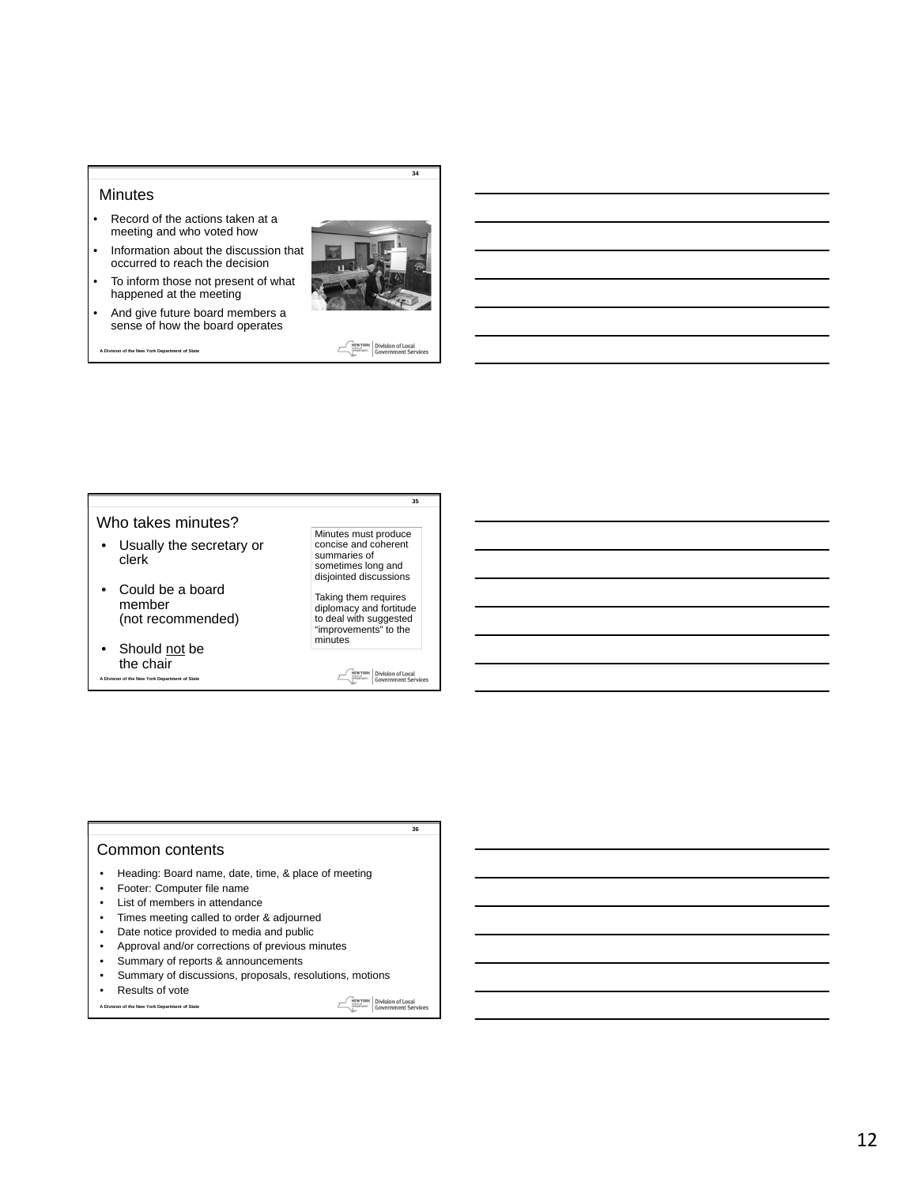## Minutes

- Record of the actions taken at a meeting and who voted how
- Information about the discussion that occurred to reach the decision
- To inform those not present of what happened at the meeting
- And give future board members a sense of how the board operates

A Division of the New York Department of State

## Who takes minutes?

- Usually the secretary or clerk
- Could be a board member (not recommended)
- Should not be the chair

Minutes must produce concise and coherent summaries of sometimes long and disjointed discussions

Taking them requires diplomacy and fortitude to deal with suggested "improvements" to the minutes

A Division of the New York Department of State

## Common contents

- Heading: Board name, date, time, & place of meeting
- Footer: Computer file name
- List of members in attendance
- Times meeting called to order & adjourned
- Date notice provided to media and public
- Approval and/or corrections of previous minutes
- Summary of reports & announcements
- Summary of discussions, proposals, resolutions, motions
- Results of vote

A Division of the New York Department of State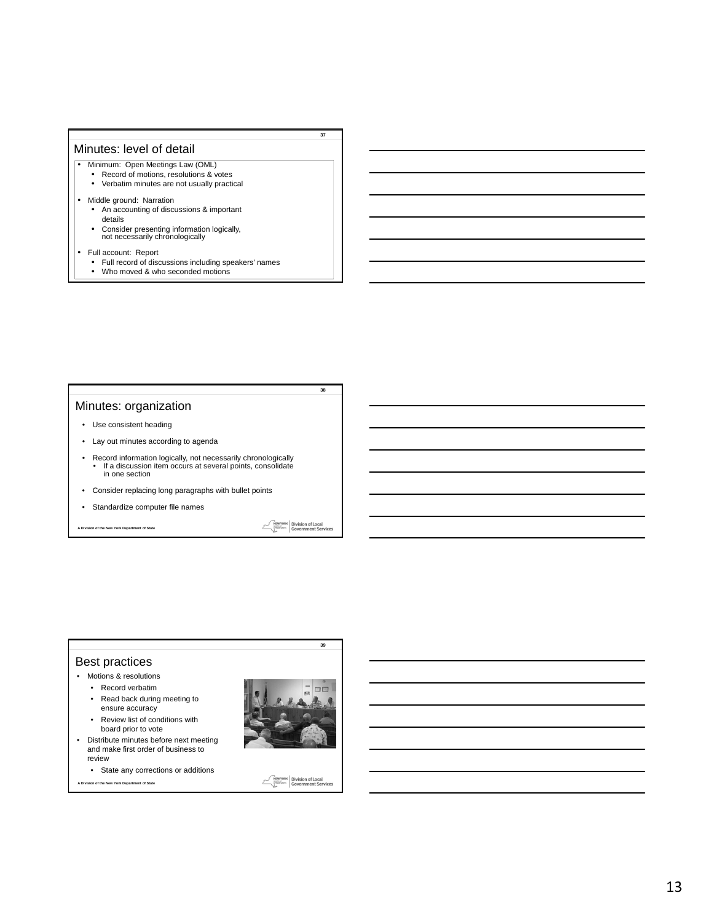## Minutes: level of detail

- Minimum: Open Meetings Law (OML)
  - Record of motions, resolutions & votes
  - Verbatim minutes are not usually practical
- Middle ground: Narration
  - An accounting of discussions & important details
  - Consider presenting information logically, not necessarily chronologically
- Full account: Report
  - Full record of discussions including speakers' names
  - Who moved & who seconded motions

## Minutes: organization

- Use consistent heading
- Lay out minutes according to agenda
- Record information logically, not necessarily chronologically
  - If a discussion item occurs at several points, consolidate in one section
- Consider replacing long paragraphs with bullet points
- Standardize computer file names

A Division of the New York Department of State

## Best practices

- Motions & resolutions
  - Record verbatim
  - Read back during meeting to ensure accuracy
  - Review list of conditions with board prior to vote
- Distribute minutes before next meeting and make first order of business to review
  - State any corrections or additions

A Division of the New York Department of State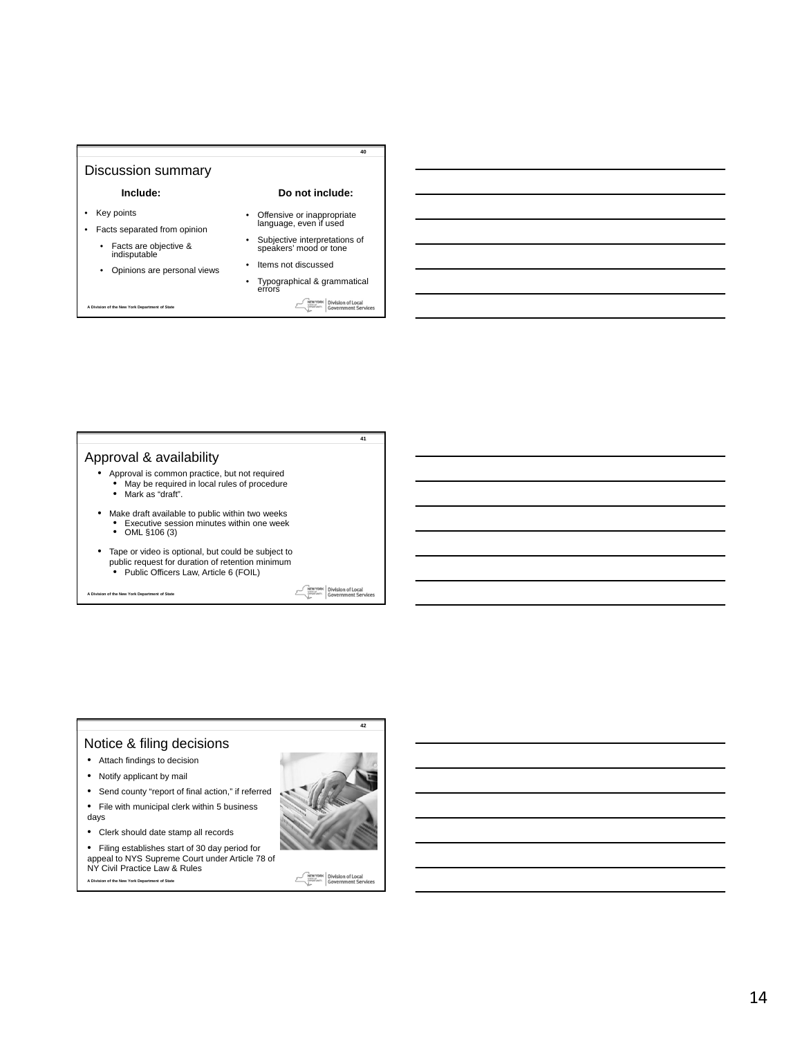## Discussion summary

**Include:**

- Key points
- Facts separated from opinion
  - Facts are objective & indisputable
  - Opinions are personal views

**Do not include:**

- Offensive or inappropriate language, even if used
- Subjective interpretations of speakers' mood or tone
- Items not discussed
- Typographical & grammatical errors

A Division of the New York Department of State

## Approval & availability

- Approval is common practice, but not required
  - May be required in local rules of procedure
  - Mark as "draft".
- Make draft available to public within two weeks
  - Executive session minutes within one week
  - OML §106 (3)
- Tape or video is optional, but could be subject to public request for duration of retention minimum
  - Public Officers Law, Article 6 (FOIL)

A Division of the New York Department of State

## Notice & filing decisions

- Attach findings to decision
- Notify applicant by mail
- Send county "report of final action," if referred
- File with municipal clerk within 5 business days
- Clerk should date stamp all records
- Filing establishes start of 30 day period for appeal to NYS Supreme Court under Article 78 of NY Civil Practice Law & Rules

A Division of the New York Department of State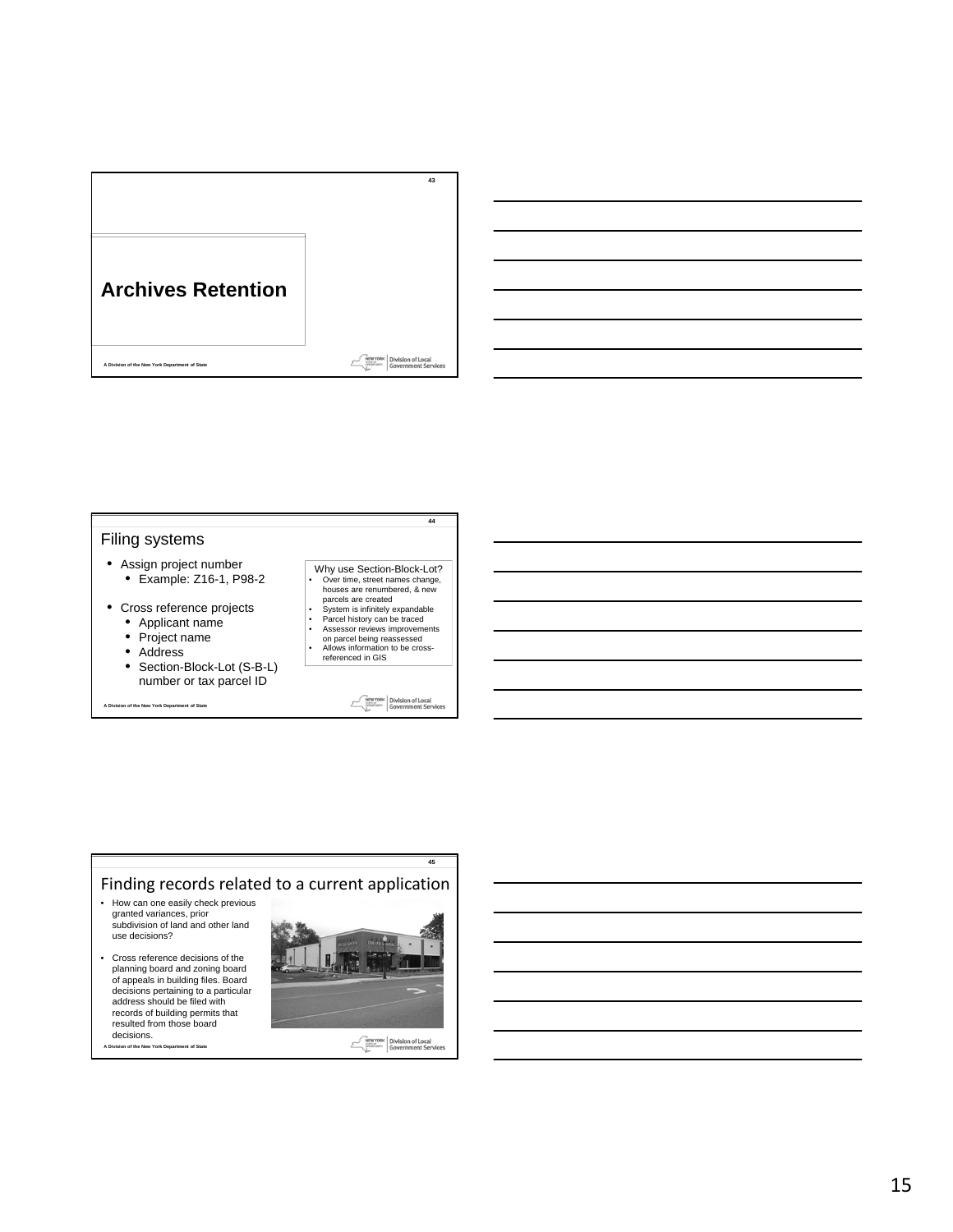## Archives Retention

A Division of the New York Department of State

## Filing systems

- Assign project number
  - Example: Z16-1, P98-2
- Cross reference projects
  - Applicant name
  - Project name
  - Address
  - Section-Block-Lot (S-B-L) number or tax parcel ID

Why use Section-Block-Lot?

- Over time, street names change, houses are renumbered, & new parcels are created
- System is infinitely expandable
- Parcel history can be traced
- Assessor reviews improvements on parcel being reassessed
- Allows information to be cross-referenced in GIS

A Division of the New York Department of State

## Finding records related to a current application

- How can one easily check previous granted variances, prior subdivision of land and other land use decisions?
- Cross reference decisions of the planning board and zoning board of appeals in building files. Board decisions pertaining to a particular address should be filed with records of building permits that resulted from those board decisions.

A Division of the New York Department of State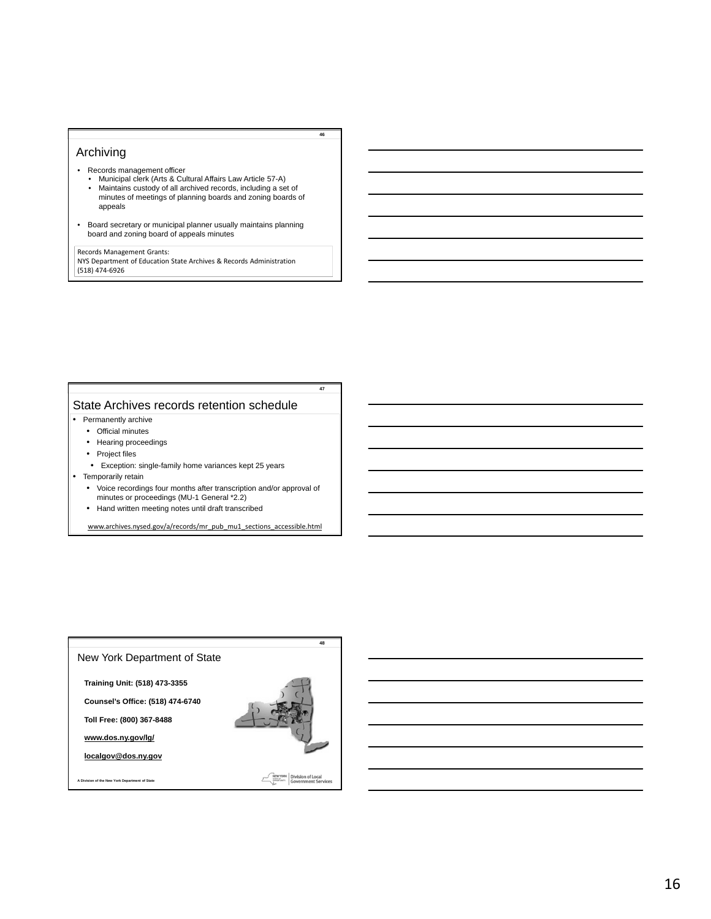## Archiving

- Records management officer
  - Municipal clerk (Arts & Cultural Affairs Law Article 57-A)
  - Maintains custody of all archived records, including a set of minutes of meetings of planning boards and zoning boards of appeals
- Board secretary or municipal planner usually maintains planning board and zoning board of appeals minutes

Records Management Grants:
NYS Department of Education State Archives & Records Administration
(518) 474-6926

## State Archives records retention schedule

- Permanently archive
  - Official minutes
  - Hearing proceedings
  - Project files
    - Exception: single-family home variances kept 25 years
- Temporarily retain
  - Voice recordings four months after transcription and/or approval of minutes or proceedings (MU-1 General *2.2)
  - Hand written meeting notes until draft transcribed

www.archives.nysed.gov/a/records/mr_pub_mu1_sections_accessible.html

## New York Department of State

**Training Unit: (518) 473-3355**

**Counsel's Office: (518) 474-6740**

**Toll Free: (800) 367-8488**

**www.dos.ny.gov/lg/**

**localgov@dos.ny.gov**

A Division of the New York Department of State

Division of Local Government Services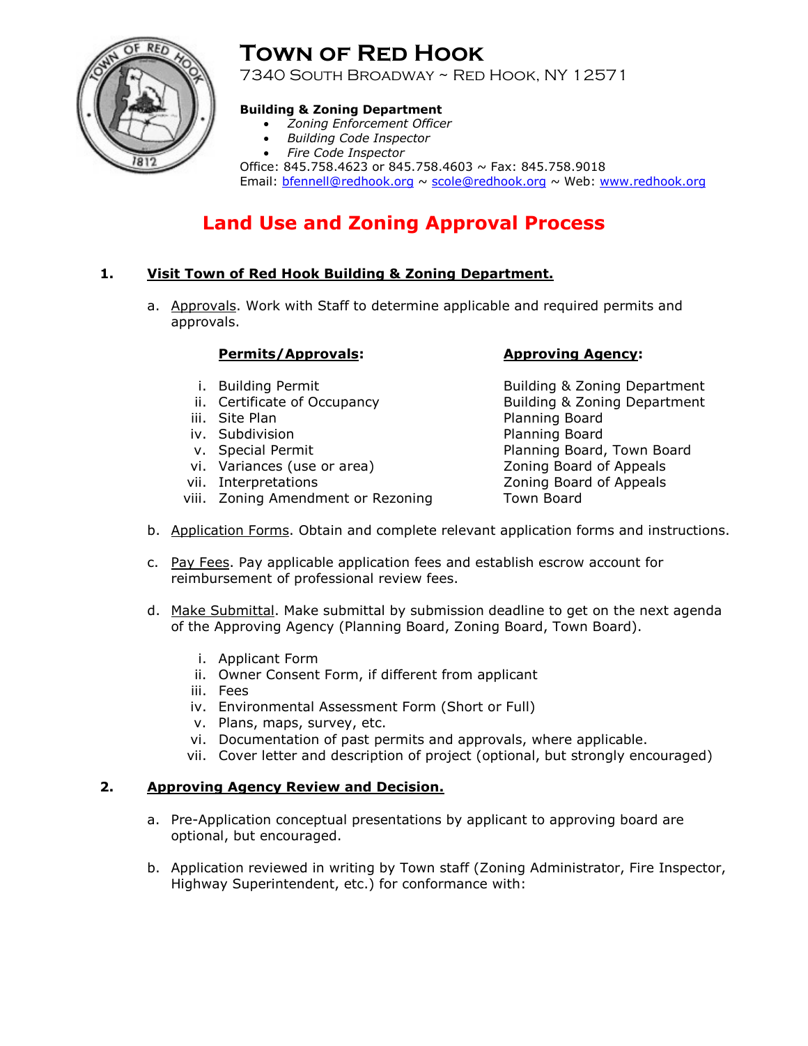# Town of Red Hook

7340 South Broadway ~ Red Hook, NY 12571

**Building & Zoning Department**

- *Zoning Enforcement Officer*
- *Building Code Inspector*
- *Fire Code Inspector*

Office: 845.758.4623 or 845.758.4603 ~ Fax: 845.758.9018
Email: bfennell@redhook.org ~ scole@redhook.org ~ Web: www.redhook.org

## Land Use and Zoning Approval Process

### 1. Visit Town of Red Hook Building & Zoning Department.

a. Approvals. Work with Staff to determine applicable and required permits and approvals.

| Permits/Approvals: | Approving Agency: |
|---|---|
| i. Building Permit | Building & Zoning Department |
| ii. Certificate of Occupancy | Building & Zoning Department |
| iii. Site Plan | Planning Board |
| iv. Subdivision | Planning Board |
| v. Special Permit | Planning Board, Town Board |
| vi. Variances (use or area) | Zoning Board of Appeals |
| vii. Interpretations | Zoning Board of Appeals |
| viii. Zoning Amendment or Rezoning | Town Board |

b. Application Forms. Obtain and complete relevant application forms and instructions.

c. Pay Fees. Pay applicable application fees and establish escrow account for reimbursement of professional review fees.

d. Make Submittal. Make submittal by submission deadline to get on the next agenda of the Approving Agency (Planning Board, Zoning Board, Town Board).

   i. Applicant Form
   ii. Owner Consent Form, if different from applicant
   iii. Fees
   iv. Environmental Assessment Form (Short or Full)
   v. Plans, maps, survey, etc.
   vi. Documentation of past permits and approvals, where applicable.
   vii. Cover letter and description of project (optional, but strongly encouraged)

### 2. Approving Agency Review and Decision.

a. Pre-Application conceptual presentations by applicant to approving board are optional, but encouraged.

b. Application reviewed in writing by Town staff (Zoning Administrator, Fire Inspector, Highway Superintendent, etc.) for conformance with: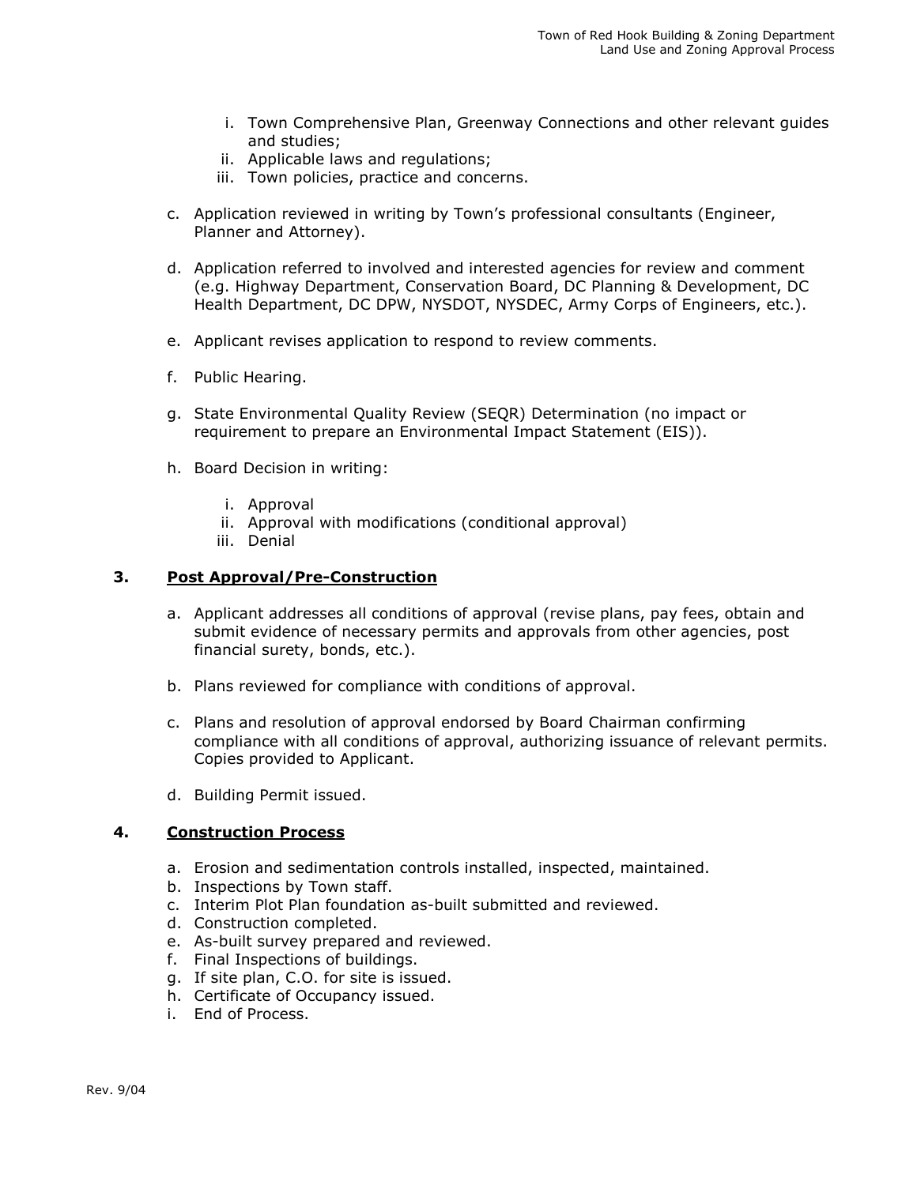i. Town Comprehensive Plan, Greenway Connections and other relevant guides and studies;
   ii. Applicable laws and regulations;
   iii. Town policies, practice and concerns.

c. Application reviewed in writing by Town's professional consultants (Engineer, Planner and Attorney).

d. Application referred to involved and interested agencies for review and comment (e.g. Highway Department, Conservation Board, DC Planning & Development, DC Health Department, DC DPW, NYSDOT, NYSDEC, Army Corps of Engineers, etc.).

e. Applicant revises application to respond to review comments.

f. Public Hearing.

g. State Environmental Quality Review (SEQR) Determination (no impact or requirement to prepare an Environmental Impact Statement (EIS)).

h. Board Decision in writing:

   i. Approval
   ii. Approval with modifications (conditional approval)
   iii. Denial

## 3. Post Approval/Pre-Construction

a. Applicant addresses all conditions of approval (revise plans, pay fees, obtain and submit evidence of necessary permits and approvals from other agencies, post financial surety, bonds, etc.).

b. Plans reviewed for compliance with conditions of approval.

c. Plans and resolution of approval endorsed by Board Chairman confirming compliance with all conditions of approval, authorizing issuance of relevant permits. Copies provided to Applicant.

d. Building Permit issued.

## 4. Construction Process

a. Erosion and sedimentation controls installed, inspected, maintained.
b. Inspections by Town staff.
c. Interim Plot Plan foundation as-built submitted and reviewed.
d. Construction completed.
e. As-built survey prepared and reviewed.
f. Final Inspections of buildings.
g. If site plan, C.O. for site is issued.
h. Certificate of Occupancy issued.
i. End of Process.

Rev. 9/04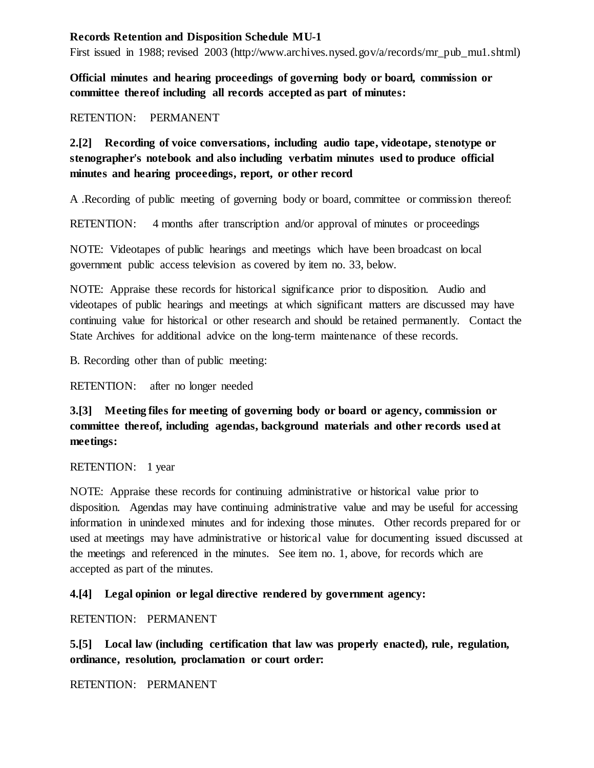**Records Retention and Disposition Schedule MU-1**

First issued in 1988; revised 2003 (http://www.archives.nysed.gov/a/records/mr_pub_mu1.shtml)

**Official minutes and hearing proceedings of governing body or board, commission or committee thereof including all records accepted as part of minutes:**

RETENTION: PERMANENT

**2.[2] Recording of voice conversations, including audio tape, videotape, stenotype or stenographer's notebook and also including verbatim minutes used to produce official minutes and hearing proceedings, report, or other record**

A .Recording of public meeting of governing body or board, committee or commission thereof:

RETENTION: 4 months after transcription and/or approval of minutes or proceedings

NOTE: Videotapes of public hearings and meetings which have been broadcast on local government public access television as covered by item no. 33, below.

NOTE: Appraise these records for historical significance prior to disposition. Audio and videotapes of public hearings and meetings at which significant matters are discussed may have continuing value for historical or other research and should be retained permanently. Contact the State Archives for additional advice on the long-term maintenance of these records.

B. Recording other than of public meeting:

RETENTION: after no longer needed

**3.[3] Meeting files for meeting of governing body or board or agency, commission or committee thereof, including agendas, background materials and other records used at meetings:**

RETENTION: 1 year

NOTE: Appraise these records for continuing administrative or historical value prior to disposition. Agendas may have continuing administrative value and may be useful for accessing information in unindexed minutes and for indexing those minutes. Other records prepared for or used at meetings may have administrative or historical value for documenting issued discussed at the meetings and referenced in the minutes. See item no. 1, above, for records which are accepted as part of the minutes.

**4.[4] Legal opinion or legal directive rendered by government agency:**

RETENTION: PERMANENT

**5.[5] Local law (including certification that law was properly enacted), rule, regulation, ordinance, resolution, proclamation or court order:**

RETENTION: PERMANENT